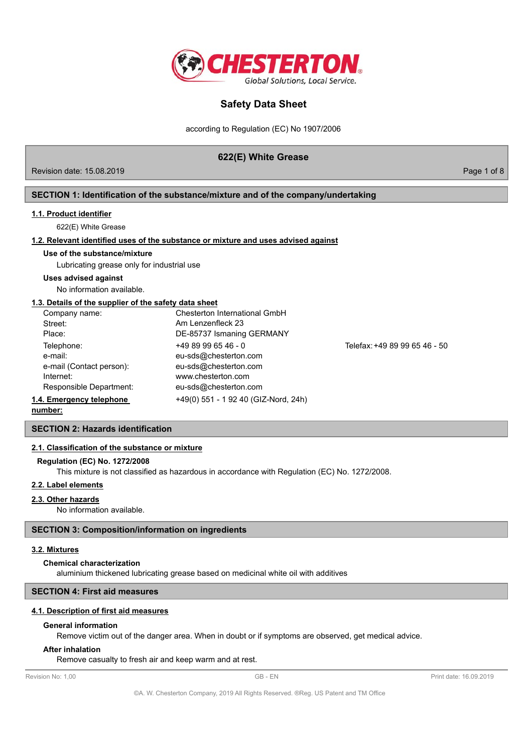# Safety Data Sheet

according to Regulation (EC) No 1907/2006

## 622(E) White Grease

Revision date: 15.08.2019

## SECTION 1: Identification of the substance/mixture and of the company/undertaking

### 1.1. Product identifier

622(E) White Grease

### 1.2. Relevant identified uses of the substance or mixture and uses advised against

**Use of the substance/mixture**

Lubricating grease only for industrial use

**Uses advised against**

No information available.

### 1.3. Details of the supplier of the safety data sheet

| | | |
|---|---|---|
| Company name: | Chesterton International GmbH | |
| Street: | Am Lenzenfleck 23 | |
| Place: | DE-85737 Ismaning GERMANY | |
| Telephone: | +49 89 99 65 46 - 0 | Telefax: +49 89 99 65 46 - 50 |
| e-mail: | eu-sds@chesterton.com | |
| e-mail (Contact person): | eu-sds@chesterton.com | |
| Internet: | www.chesterton.com | |
| Responsible Department: | eu-sds@chesterton.com | |

### 1.4. Emergency telephone number:

+49(0) 551 - 1 92 40 (GIZ-Nord, 24h)

## SECTION 2: Hazards identification

### 2.1. Classification of the substance or mixture

**Regulation (EC) No. 1272/2008**

This mixture is not classified as hazardous in accordance with Regulation (EC) No. 1272/2008.

### 2.2. Label elements

### 2.3. Other hazards

No information available.

## SECTION 3: Composition/information on ingredients

### 3.2. Mixtures

**Chemical characterization**

aluminium thickened lubricating grease based on medicinal white oil with additives

## SECTION 4: First aid measures

### 4.1. Description of first aid measures

**General information**

Remove victim out of the danger area. When in doubt or if symptoms are observed, get medical advice.

**After inhalation**

Remove casualty to fresh air and keep warm and at rest.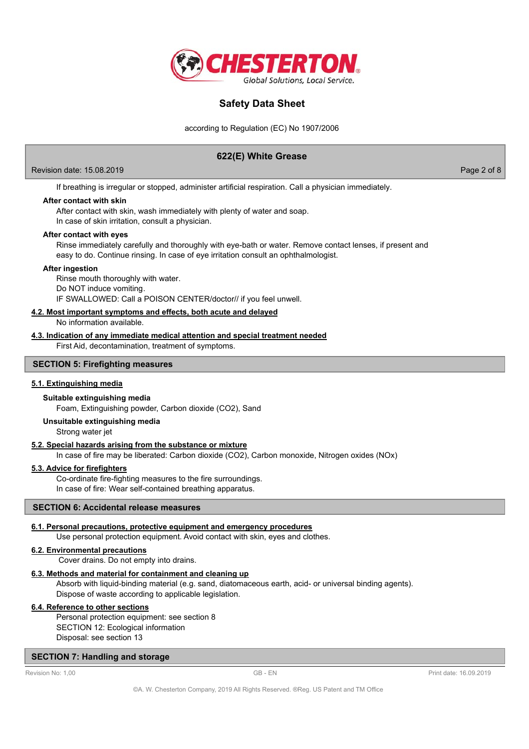If breathing is irregular or stopped, administer artificial respiration. Call a physician immediately.

**After contact with skin**

After contact with skin, wash immediately with plenty of water and soap.
In case of skin irritation, consult a physician.

**After contact with eyes**

Rinse immediately carefully and thoroughly with eye-bath or water. Remove contact lenses, if present and easy to do. Continue rinsing. In case of eye irritation consult an ophthalmologist.

**After ingestion**

Rinse mouth thoroughly with water.
Do NOT induce vomiting.
IF SWALLOWED: Call a POISON CENTER/doctor// if you feel unwell.

### 4.2. Most important symptoms and effects, both acute and delayed

No information available.

### 4.3. Indication of any immediate medical attention and special treatment needed

First Aid, decontamination, treatment of symptoms.

## SECTION 5: Firefighting measures

### 5.1. Extinguishing media

**Suitable extinguishing media**

Foam, Extinguishing powder, Carbon dioxide ($CO_2$), Sand

**Unsuitable extinguishing media**

Strong water jet

### 5.2. Special hazards arising from the substance or mixture

In case of fire may be liberated: Carbon dioxide ($CO_2$), Carbon monoxide, Nitrogen oxides ($NO_x$)

### 5.3. Advice for firefighters

Co-ordinate fire-fighting measures to the fire surroundings.
In case of fire: Wear self-contained breathing apparatus.

## SECTION 6: Accidental release measures

### 6.1. Personal precautions, protective equipment and emergency procedures

Use personal protection equipment. Avoid contact with skin, eyes and clothes.

### 6.2. Environmental precautions

Cover drains. Do not empty into drains.

### 6.3. Methods and material for containment and cleaning up

Absorb with liquid-binding material (e.g. sand, diatomaceous earth, acid- or universal binding agents).
Dispose of waste according to applicable legislation.

### 6.4. Reference to other sections

Personal protection equipment: see section 8
SECTION 12: Ecological information
Disposal: see section 13

## SECTION 7: Handling and storage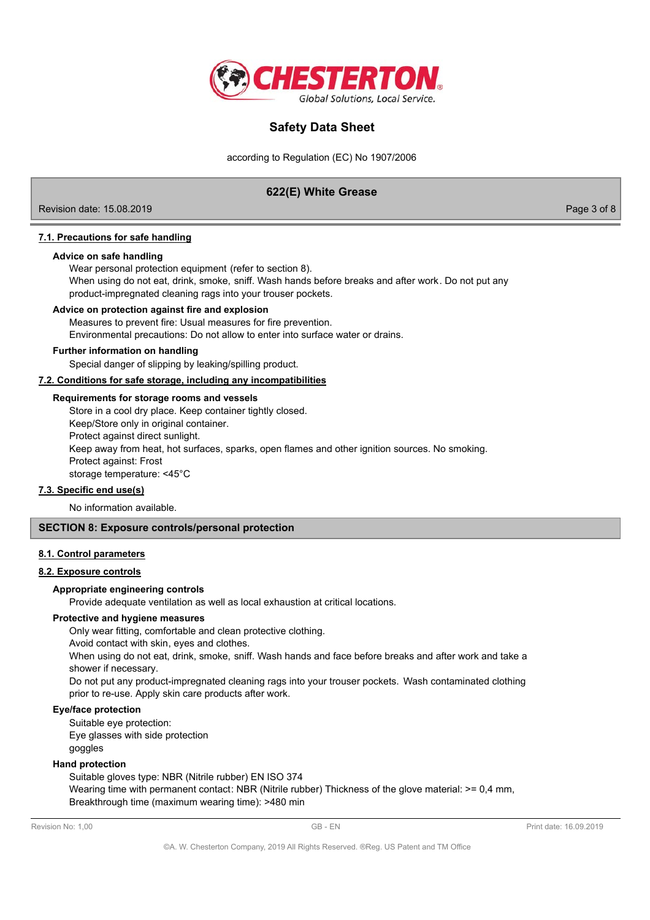### 7.1. Precautions for safe handling

**Advice on safe handling**

Wear personal protection equipment (refer to section 8).
When using do not eat, drink, smoke, sniff. Wash hands before breaks and after work. Do not put any product-impregnated cleaning rags into your trouser pockets.

**Advice on protection against fire and explosion**

Measures to prevent fire: Usual measures for fire prevention.
Environmental precautions: Do not allow to enter into surface water or drains.

**Further information on handling**

Special danger of slipping by leaking/spilling product.

### 7.2. Conditions for safe storage, including any incompatibilities

**Requirements for storage rooms and vessels**

Store in a cool dry place. Keep container tightly closed.
Keep/Store only in original container.
Protect against direct sunlight.
Keep away from heat, hot surfaces, sparks, open flames and other ignition sources. No smoking.
Protect against: Frost
storage temperature: <45°C

### 7.3. Specific end use(s)

No information available.

## SECTION 8: Exposure controls/personal protection

### 8.1. Control parameters

### 8.2. Exposure controls

**Appropriate engineering controls**

Provide adequate ventilation as well as local exhaustion at critical locations.

**Protective and hygiene measures**

Only wear fitting, comfortable and clean protective clothing.
Avoid contact with skin, eyes and clothes.
When using do not eat, drink, smoke, sniff. Wash hands and face before breaks and after work and take a shower if necessary.
Do not put any product-impregnated cleaning rags into your trouser pockets. Wash contaminated clothing prior to re-use. Apply skin care products after work.

**Eye/face protection**

Suitable eye protection:
Eye glasses with side protection
goggles

**Hand protection**

Suitable gloves type: NBR (Nitrile rubber) EN ISO 374
Wearing time with permanent contact: NBR (Nitrile rubber) Thickness of the glove material: >= 0,4 mm,
Breakthrough time (maximum wearing time): >480 min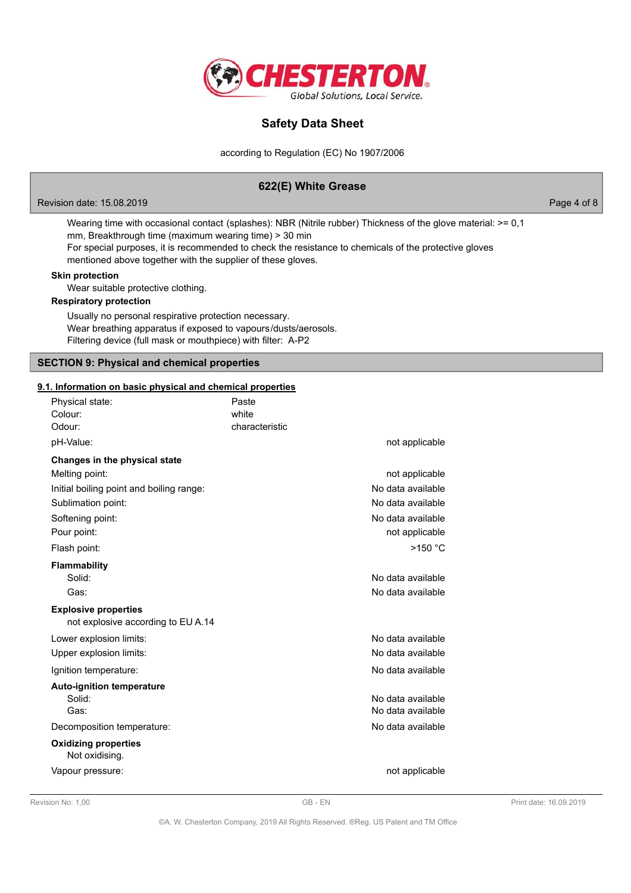Wearing time with occasional contact (splashes): NBR (Nitrile rubber) Thickness of the glove material: >= 0,1 mm, Breakthrough time (maximum wearing time) > 30 min
For special purposes, it is recommended to check the resistance to chemicals of the protective gloves mentioned above together with the supplier of these gloves.

**Skin protection**

Wear suitable protective clothing.

**Respiratory protection**

Usually no personal respirative protection necessary.
Wear breathing apparatus if exposed to vapours/dusts/aerosols.
Filtering device (full mask or mouthpiece) with filter: A-P2

## SECTION 9: Physical and chemical properties

### 9.1. Information on basic physical and chemical properties

| | | |
|---|---|---|
| Physical state: | Paste | |
| Colour: | white | |
| Odour: | characteristic | |
| pH-Value: | | not applicable |

**Changes in the physical state**

| | |
|---|---|
| Melting point: | not applicable |
| Initial boiling point and boiling range: | No data available |
| Sublimation point: | No data available |
| Softening point: | No data available |
| Pour point: | not applicable |
| Flash point: | >150 °C |

**Flammability**

| | |
|---|---|
| Solid: | No data available |
| Gas: | No data available |

**Explosive properties**

not explosive according to EU A.14

| | |
|---|---|
| Lower explosion limits: | No data available |
| Upper explosion limits: | No data available |
| Ignition temperature: | No data available |

**Auto-ignition temperature**

| | |
|---|---|
| Solid: | No data available |
| Gas: | No data available |
| Decomposition temperature: | No data available |

**Oxidizing properties**

Not oxidising.

| | |
|---|---|
| Vapour pressure: | not applicable |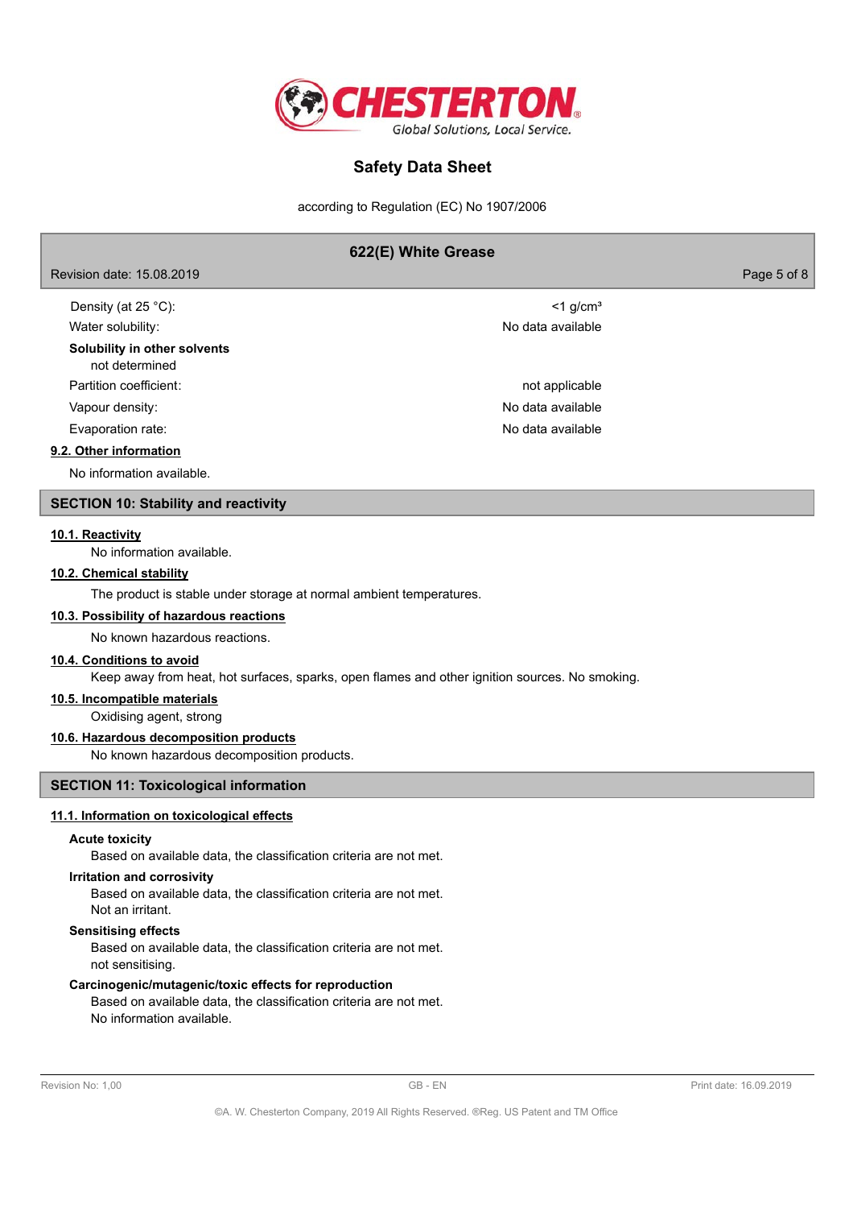| | |
|---|---|
| Density (at 25 °C): | <1 g/cm³ |
| Water solubility: | No data available |

**Solubility in other solvents**

not determined

| | |
|---|---|
| Partition coefficient: | not applicable |
| Vapour density: | No data available |
| Evaporation rate: | No data available |

### 9.2. Other information

No information available.

## SECTION 10: Stability and reactivity

### 10.1. Reactivity

No information available.

### 10.2. Chemical stability

The product is stable under storage at normal ambient temperatures.

### 10.3. Possibility of hazardous reactions

No known hazardous reactions.

### 10.4. Conditions to avoid

Keep away from heat, hot surfaces, sparks, open flames and other ignition sources. No smoking.

### 10.5. Incompatible materials

Oxidising agent, strong

### 10.6. Hazardous decomposition products

No known hazardous decomposition products.

## SECTION 11: Toxicological information

### 11.1. Information on toxicological effects

**Acute toxicity**

Based on available data, the classification criteria are not met.

**Irritation and corrosivity**

Based on available data, the classification criteria are not met.
Not an irritant.

**Sensitising effects**

Based on available data, the classification criteria are not met.
not sensitising.

**Carcinogenic/mutagenic/toxic effects for reproduction**

Based on available data, the classification criteria are not met.
No information available.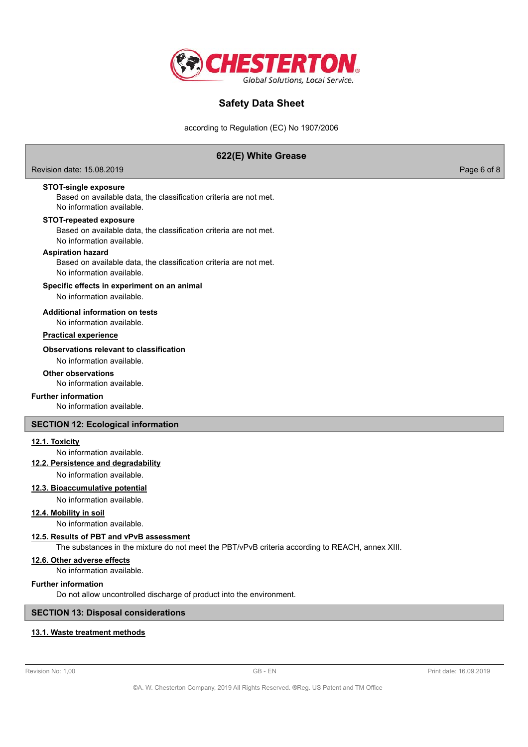**STOT-single exposure**

Based on available data, the classification criteria are not met.
No information available.

**STOT-repeated exposure**

Based on available data, the classification criteria are not met.
No information available.

**Aspiration hazard**

Based on available data, the classification criteria are not met.
No information available.

**Specific effects in experiment on an animal**

No information available.

**Additional information on tests**

No information available.

**Practical experience**

**Observations relevant to classification**

No information available.

**Other observations**

No information available.

**Further information**

No information available.

## SECTION 12: Ecological information

### 12.1. Toxicity

No information available.

### 12.2. Persistence and degradability

No information available.

### 12.3. Bioaccumulative potential

No information available.

### 12.4. Mobility in soil

No information available.

### 12.5. Results of PBT and vPvB assessment

The substances in the mixture do not meet the PBT/vPvB criteria according to REACH, annex XIII.

### 12.6. Other adverse effects

No information available.

**Further information**

Do not allow uncontrolled discharge of product into the environment.

## SECTION 13: Disposal considerations

### 13.1. Waste treatment methods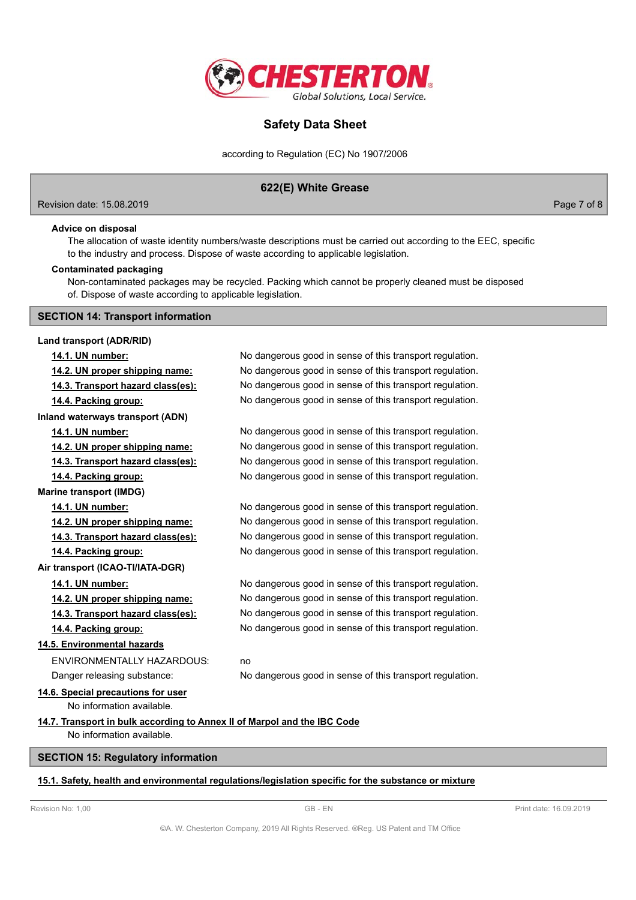**Advice on disposal**

The allocation of waste identity numbers/waste descriptions must be carried out according to the EEC, specific to the industry and process. Dispose of waste according to applicable legislation.

**Contaminated packaging**

Non-contaminated packages may be recycled. Packing which cannot be properly cleaned must be disposed of. Dispose of waste according to applicable legislation.

## SECTION 14: Transport information

**Land transport (ADR/RID)**

| | |
|---|---|
| **14.1. UN number:** | No dangerous good in sense of this transport regulation. |
| **14.2. UN proper shipping name:** | No dangerous good in sense of this transport regulation. |
| **14.3. Transport hazard class(es):** | No dangerous good in sense of this transport regulation. |
| **14.4. Packing group:** | No dangerous good in sense of this transport regulation. |

**Inland waterways transport (ADN)**

| | |
|---|---|
| **14.1. UN number:** | No dangerous good in sense of this transport regulation. |
| **14.2. UN proper shipping name:** | No dangerous good in sense of this transport regulation. |
| **14.3. Transport hazard class(es):** | No dangerous good in sense of this transport regulation. |
| **14.4. Packing group:** | No dangerous good in sense of this transport regulation. |

**Marine transport (IMDG)**

| | |
|---|---|
| **14.1. UN number:** | No dangerous good in sense of this transport regulation. |
| **14.2. UN proper shipping name:** | No dangerous good in sense of this transport regulation. |
| **14.3. Transport hazard class(es):** | No dangerous good in sense of this transport regulation. |
| **14.4. Packing group:** | No dangerous good in sense of this transport regulation. |

**Air transport (ICAO-TI/IATA-DGR)**

| | |
|---|---|
| **14.1. UN number:** | No dangerous good in sense of this transport regulation. |
| **14.2. UN proper shipping name:** | No dangerous good in sense of this transport regulation. |
| **14.3. Transport hazard class(es):** | No dangerous good in sense of this transport regulation. |
| **14.4. Packing group:** | No dangerous good in sense of this transport regulation. |

**14.5. Environmental hazards**

| | |
|---|---|
| ENVIRONMENTALLY HAZARDOUS: | no |
| Danger releasing substance: | No dangerous good in sense of this transport regulation. |

**14.6. Special precautions for user**

No information available.

**14.7. Transport in bulk according to Annex II of Marpol and the IBC Code**

No information available.

## SECTION 15: Regulatory information

**15.1. Safety, health and environmental regulations/legislation specific for the substance or mixture**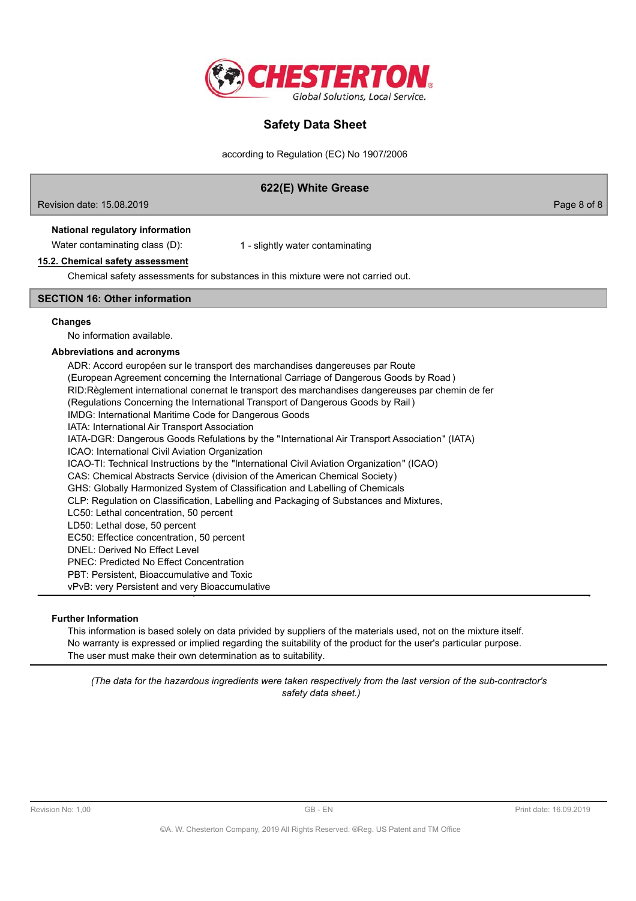#### National regulatory information

Water contaminating class (D): 1 - slightly water contaminating

### 15.2. Chemical safety assessment

Chemical safety assessments for substances in this mixture were not carried out.

## SECTION 16: Other information

#### Changes

No information available.

#### Abbreviations and acronyms

ADR: Accord européen sur le transport des marchandises dangereuses par Route
(European Agreement concerning the International Carriage of Dangerous Goods by Road )
RID:Règlement international conernat le transport des marchandises dangereuses par chemin de fer
(Regulations Concerning the International Transport of Dangerous Goods by Rail )
IMDG: International Maritime Code for Dangerous Goods
IATA: International Air Transport Association
IATA-DGR: Dangerous Goods Refulations by the "International Air Transport Association" (IATA)
ICAO: International Civil Aviation Organization
ICAO-TI: Technical Instructions by the "International Civil Aviation Organization" (ICAO)
CAS: Chemical Abstracts Service (division of the American Chemical Society)
GHS: Globally Harmonized System of Classification and Labelling of Chemicals
CLP: Regulation on Classification, Labelling and Packaging of Substances and Mixtures,
LC50: Lethal concentration, 50 percent
LD50: Lethal dose, 50 percent
EC50: Effectice concentration, 50 percent
DNEL: Derived No Effect Level
PNEC: Predicted No Effect Concentration
PBT: Persistent, Bioaccumulative and Toxic
vPvB: very Persistent and very Bioaccumulative

---

#### Further Information

This information is based solely on data privided by suppliers of the materials used, not on the mixture itself.
No warranty is expressed or implied regarding the suitability of the product for the user's particular purpose.
The user must make their own determination as to suitability.

---

*(The data for the hazardous ingredients were taken respectively from the last version of the sub-contractor's safety data sheet.)*